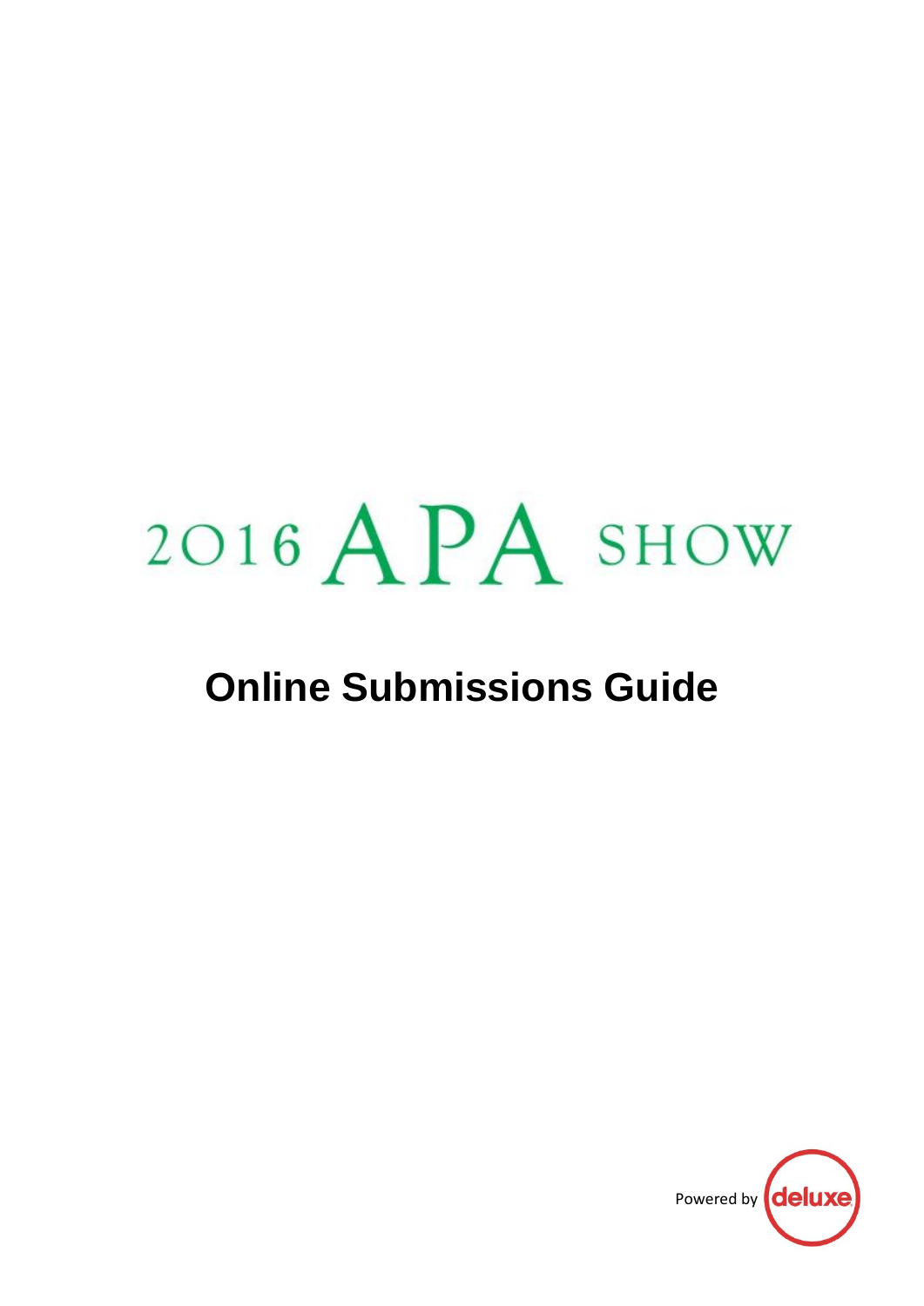# 2016 APA SHOW

## Online Submissions Guide

Powered by deluxe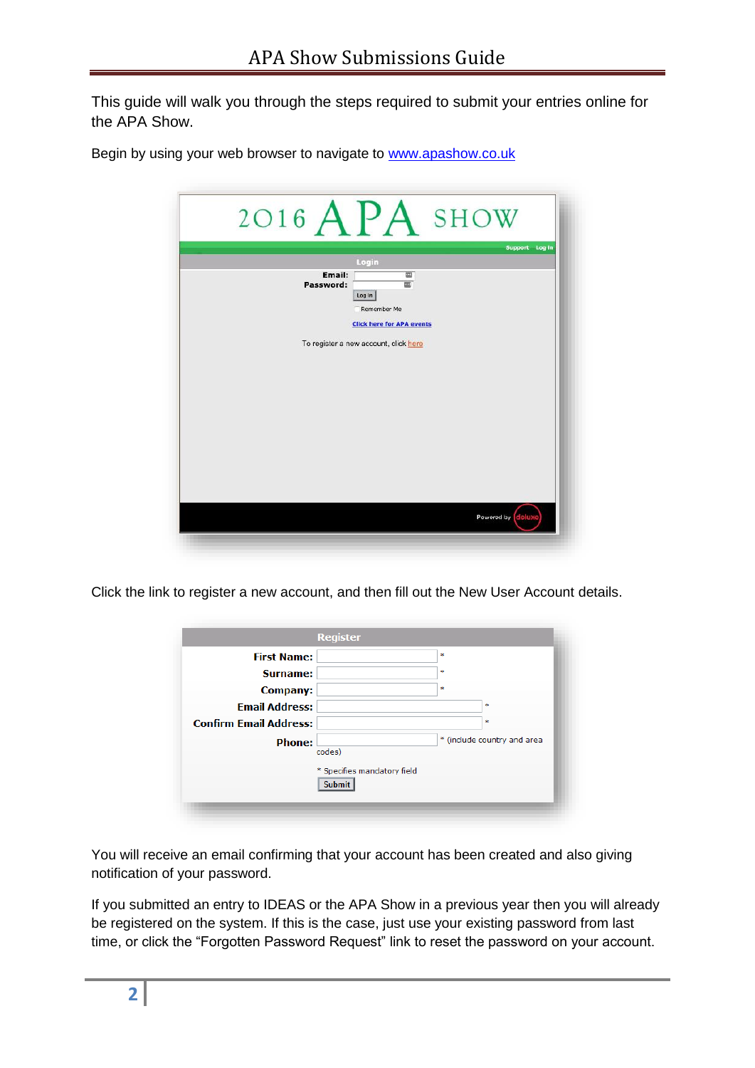This guide will walk you through the steps required to submit your entries online for the APA Show.

Begin by using your web browser to navigate to [www.apashow.co.uk](http://www.apashow.co.uk)

Click the link to register a new account, and then fill out the New User Account details.

You will receive an email confirming that your account has been created and also giving notification of your password.

If you submitted an entry to IDEAS or the APA Show in a previous year then you will already be registered on the system. If this is the case, just use your existing password from last time, or click the "Forgotten Password Request" link to reset the password on your account.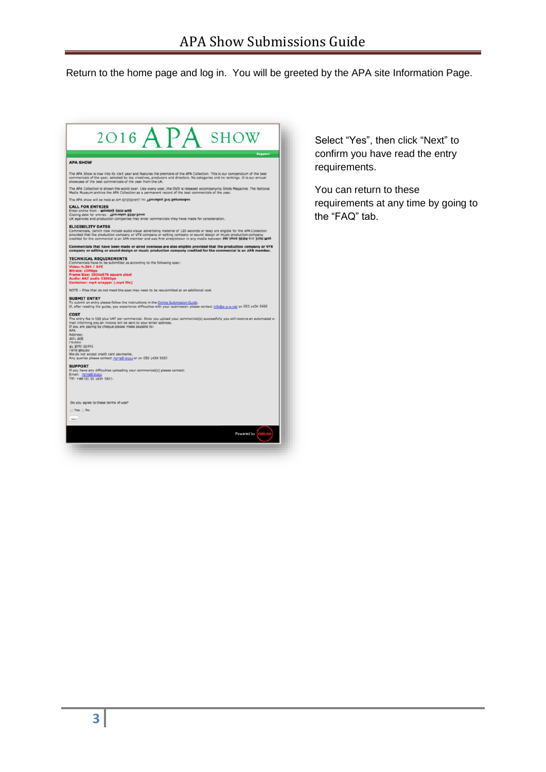Return to the home page and log in. You will be greeted by the APA site Information Page.

Select "Yes", then click "Next" to confirm you have read the entry requirements.

You can return to these requirements at any time by going to the "FAQ" tab.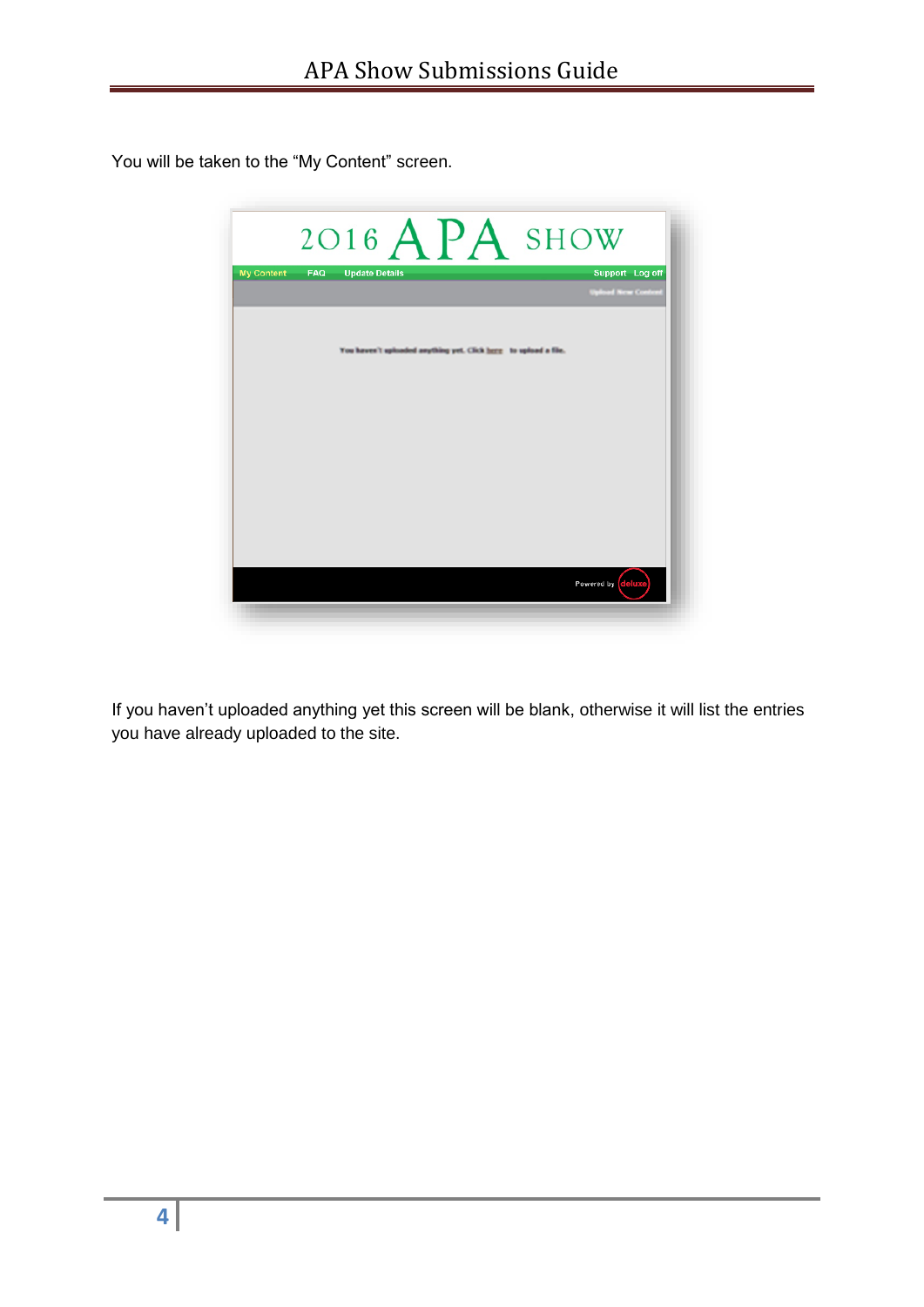You will be taken to the “My Content” screen.

If you haven’t uploaded anything yet this screen will be blank, otherwise it will list the entries you have already uploaded to the site.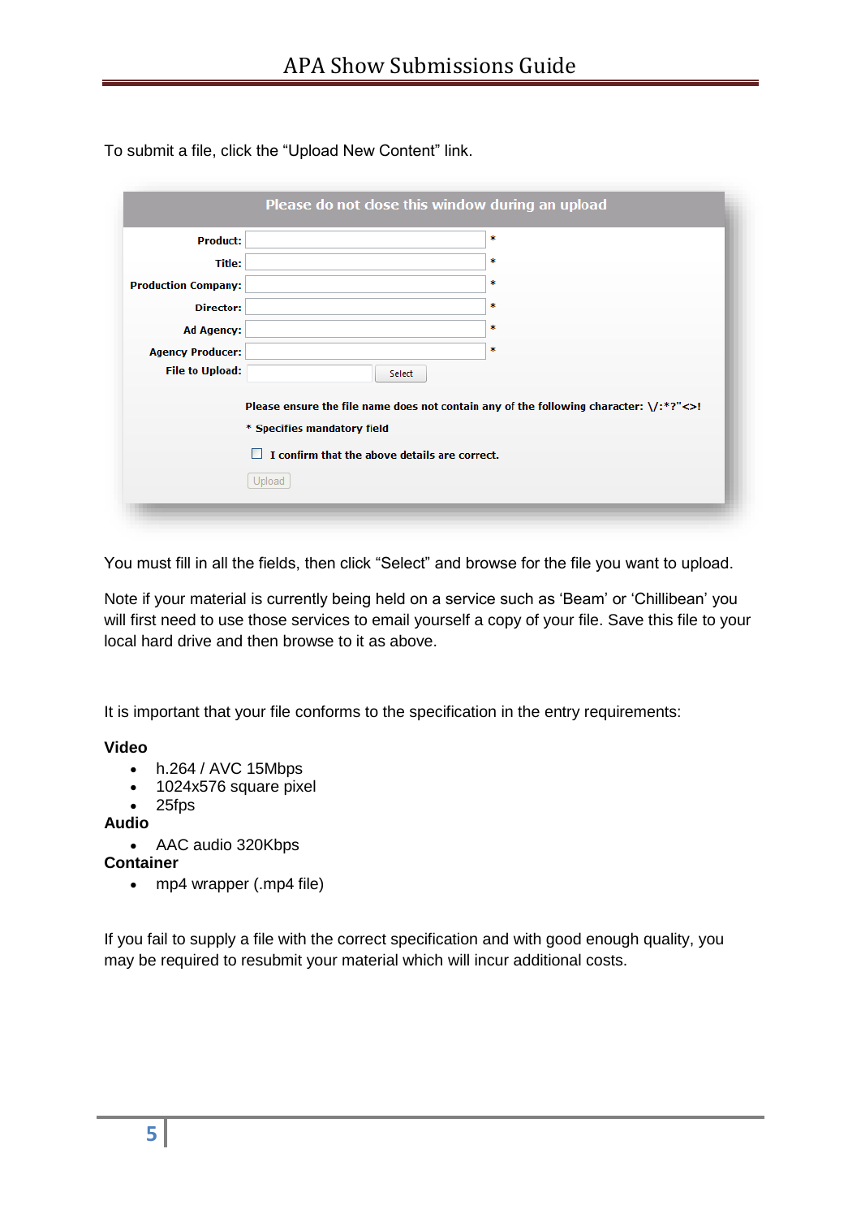To submit a file, click the “Upload New Content” link.

Please do not close this window during an upload

| | | |
|---|---|---|
| Product: | | * |
| Title: | | * |
| Production Company: | | * |
| Director: | | * |
| Ad Agency: | | * |
| Agency Producer: | | * |
| File to Upload: | Select | |

Please ensure the file name does not contain any of the following character: \/:*?"<>!

* Specifies mandatory field

☐ I confirm that the above details are correct.

Upload

You must fill in all the fields, then click “Select” and browse for the file you want to upload.

Note if your material is currently being held on a service such as ‘Beam’ or ‘Chillibean’ you will first need to use those services to email yourself a copy of your file. Save this file to your local hard drive and then browse to it as above.

It is important that your file conforms to the specification in the entry requirements:

**Video**

- h.264 / AVC 15Mbps
- 1024x576 square pixel
- 25fps

**Audio**

- AAC audio 320Kbps

**Container**

- mp4 wrapper (.mp4 file)

If you fail to supply a file with the correct specification and with good enough quality, you may be required to resubmit your material which will incur additional costs.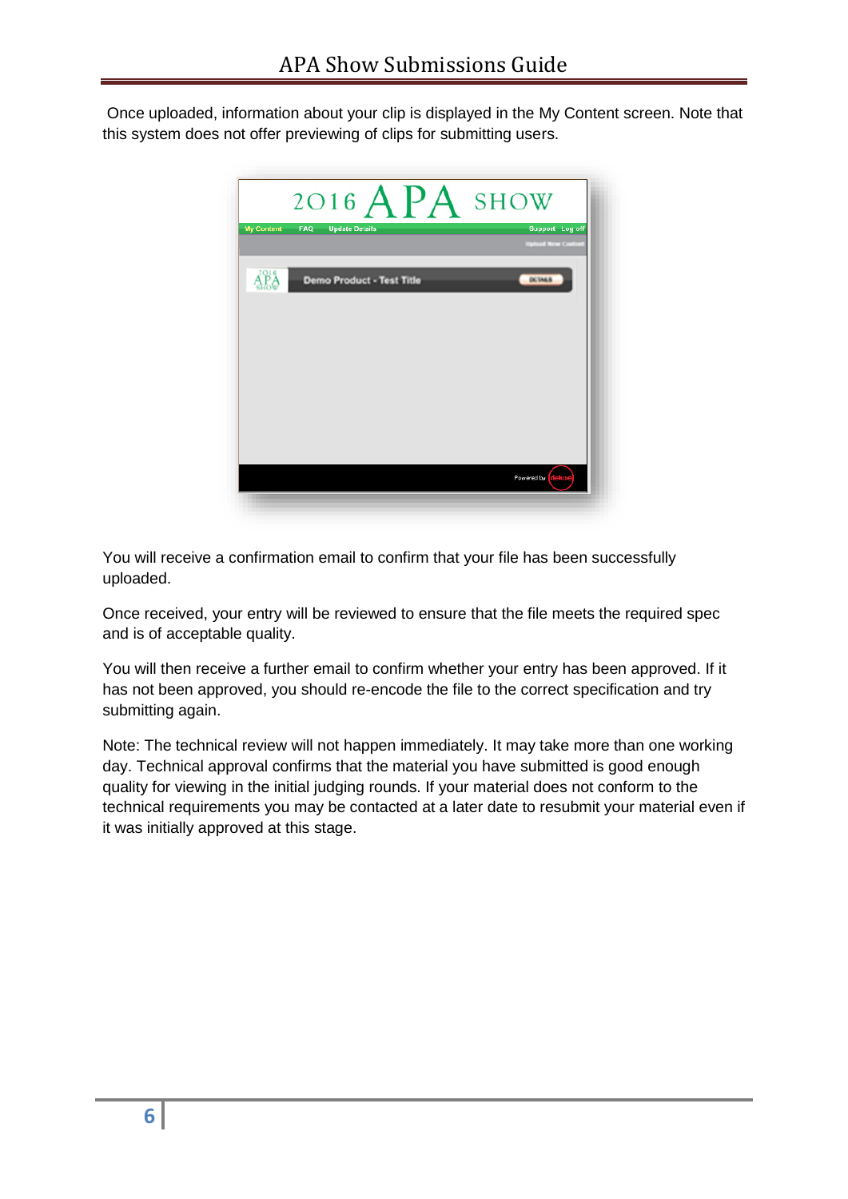Once uploaded, information about your clip is displayed in the My Content screen. Note that this system does not offer previewing of clips for submitting users.

You will receive a confirmation email to confirm that your file has been successfully uploaded.

Once received, your entry will be reviewed to ensure that the file meets the required spec and is of acceptable quality.

You will then receive a further email to confirm whether your entry has been approved. If it has not been approved, you should re-encode the file to the correct specification and try submitting again.

Note: The technical review will not happen immediately. It may take more than one working day. Technical approval confirms that the material you have submitted is good enough quality for viewing in the initial judging rounds. If your material does not conform to the technical requirements you may be contacted at a later date to resubmit your material even if it was initially approved at this stage.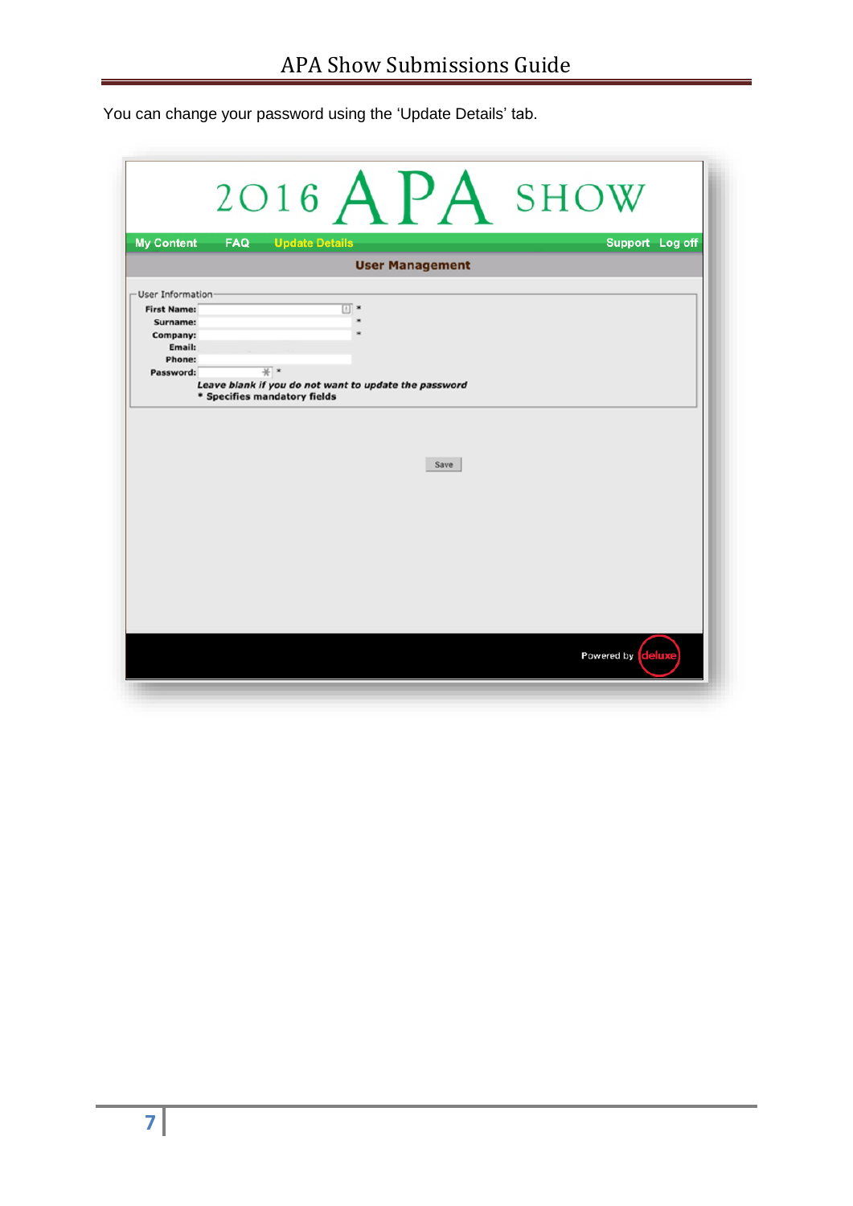You can change your password using the ‘Update Details’ tab.